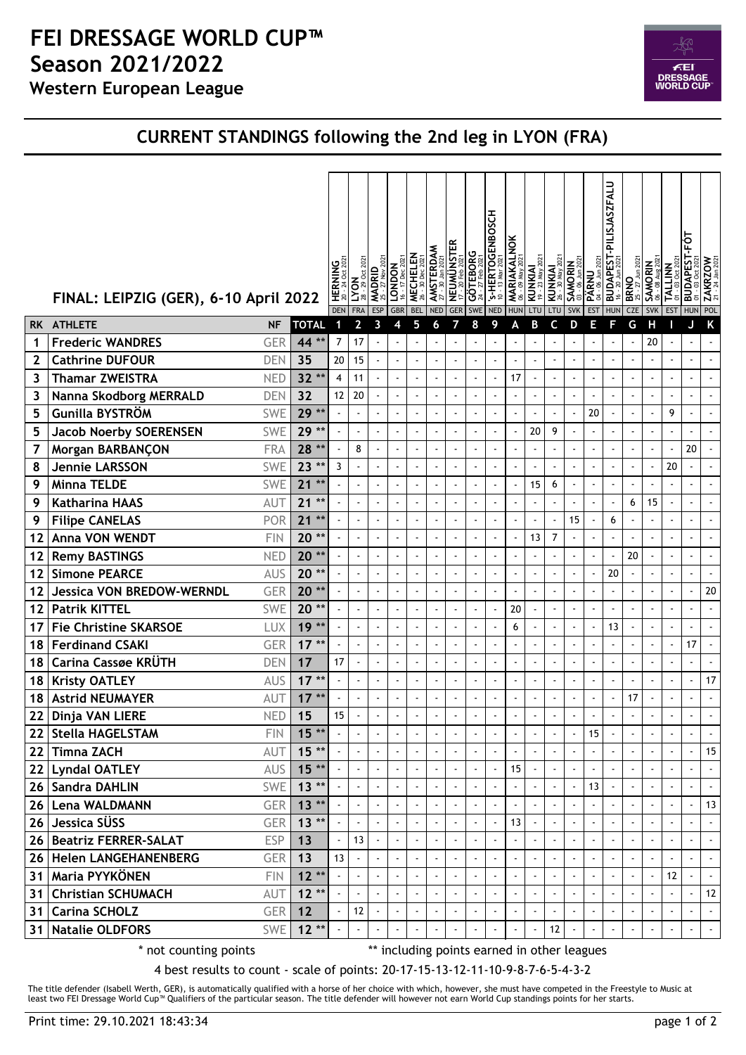# FEI DRESSAGE WORLD CUP™ Season 2021/2022

**Western European League**

## CURRENT STANDINGS following the 2nd leg in LYON (FRA)

**FINAL: LEIPZIG (GER), 6-10 April 2022**

| RK | ATHLETE | NF | TOTAL | 1 HERNING 20 - 24 Oct 2021 DEN | 2 LYON 28 - 31 Oct 2021 FRA | 3 MADRID 25 - 27 Nov 2021 ESP | 4 LONDON 16 - 17 Dec 2021 GBR | 5 MECHELEN 26 - 30 Dec 2021 BEL | 6 AMSTERDAM 27 - 30 Jan 2022 NED | 7 NEUMÜNSTER 17 - 20 Feb 2022 GER | 8 GÖTEBORG 24 - 27 Feb 2022 SWE | 9 's-HERTOGENBOSCH 10 - 13 Mar 2022 NED | A MARIAKALNOK 06 - 09 May 2021 HUN | B KUNKIAI 19 - 23 May 2021 LTU | C KUNKIAI 26 - 30 May 2021 LTU | D SAMORIN 03 - 06 Jun 2021 SVK | E PÄRNU 04 - 06 Jun 2021 EST | F BUDAPEST-PILISJASZFALU 16 - 20 Jun 2021 HUN | G BRNO 25 - 27 Jun 2021 CZE | H SAMORIN 05 - 08 Aug 2021 SVK | I TALLINN 01 - 03 Oct 2021 EST | J BUDAPEST-FÓT 01 - 03 Oct 2021 HUN | K ZAKRZOW 21 - 24 Jan 2021 POL |
|---|---|---|---|---|---|---|---|---|---|---|---|---|---|---|---|---|---|---|---|---|---|---|---|
| 1 | Frederic WANDRES | GER | 44 ** | 7 | 17 | - | - | - | - | - | - | - | - | - | - | - | - | - | - | 20 | - | - | - |
| 2 | Cathrine DUFOUR | DEN | 35 | 20 | 15 | - | - | - | - | - | - | - | - | - | - | - | - | - | - | - | - | - | - |
| 3 | Thamar ZWEISTRA | NED | 32 ** | 4 | 11 | - | - | - | - | - | - | - | 17 | - | - | - | - | - | - | - | - | - | - |
| 3 | Nanna Skodborg MERRALD | DEN | 32 | 12 | 20 | - | - | - | - | - | - | - | - | - | - | - | - | - | - | - | - | - | - |
| 5 | Gunilla BYSTRÖM | SWE | 29 ** | - | - | - | - | - | - | - | - | - | - | - | - | - | 20 | - | - | - | 9 | - | - |
| 5 | Jacob Noerby SOERENSEN | SWE | 29 ** | - | - | - | - | - | - | - | - | - | - | 20 | 9 | - | - | - | - | - | - | - | - |
| 7 | Morgan BARBANÇON | FRA | 28 ** | - | 8 | - | - | - | - | - | - | - | - | - | - | - | - | - | - | - | - | 20 | - |
| 8 | Jennie LARSSON | SWE | 23 ** | 3 | - | - | - | - | - | - | - | - | - | - | - | - | - | - | - | - | 20 | - | - |
| 9 | Minna TELDE | SWE | 21 ** | - | - | - | - | - | - | - | - | - | - | 15 | 6 | - | - | - | - | - | - | - | - |
| 9 | Katharina HAAS | AUT | 21 ** | - | - | - | - | - | - | - | - | - | - | - | - | - | - | - | 6 | 15 | - | - | - |
| 9 | Filipe CANELAS | POR | 21 ** | - | - | - | - | - | - | - | - | - | - | - | - | 15 | - | 6 | - | - | - | - | - |
| 12 | Anna VON WENDT | FIN | 20 ** | - | - | - | - | - | - | - | - | - | - | 13 | 7 | - | - | - | - | - | - | - | - |
| 12 | Remy BASTINGS | NED | 20 ** | - | - | - | - | - | - | - | - | - | - | - | - | - | - | - | 20 | - | - | - | - |
| 12 | Simone PEARCE | AUS | 20 ** | - | - | - | - | - | - | - | - | - | - | - | - | - | - | 20 | - | - | - | - | - |
| 12 | Jessica VON BREDOW-WERNDL | GER | 20 ** | - | - | - | - | - | - | - | - | - | - | - | - | - | - | - | - | - | - | - | 20 |
| 12 | Patrik KITTEL | SWE | 20 ** | - | - | - | - | - | - | - | - | - | 20 | - | - | - | - | - | - | - | - | - | - |
| 17 | Fie Christine SKARSOE | LUX | 19 ** | - | - | - | - | - | - | - | - | - | 6 | - | - | - | - | 13 | - | - | - | - | - |
| 18 | Ferdinand CSAKI | GER | 17 ** | - | - | - | - | - | - | - | - | - | - | - | - | - | - | - | - | - | - | 17 | - |
| 18 | Carina Cassøe KRÜTH | DEN | 17 | 17 | - | - | - | - | - | - | - | - | - | - | - | - | - | - | - | - | - | - | - |
| 18 | Kristy OATLEY | AUS | 17 ** | - | - | - | - | - | - | - | - | - | - | - | - | - | - | - | - | - | - | - | 17 |
| 18 | Astrid NEUMAYER | AUT | 17 ** | - | - | - | - | - | - | - | - | - | - | - | - | - | - | - | 17 | - | - | - | - |
| 22 | Dinja VAN LIERE | NED | 15 | 15 | - | - | - | - | - | - | - | - | - | - | - | - | - | - | - | - | - | - | - |
| 22 | Stella HAGELSTAM | FIN | 15 ** | - | - | - | - | - | - | - | - | - | - | - | - | - | 15 | - | - | - | - | - | - |
| 22 | Timna ZACH | AUT | 15 ** | - | - | - | - | - | - | - | - | - | - | - | - | - | - | - | - | - | - | - | 15 |
| 22 | Lyndal OATLEY | AUS | 15 ** | - | - | - | - | - | - | - | - | - | 15 | - | - | - | - | - | - | - | - | - | - |
| 26 | Sandra DAHLIN | SWE | 13 ** | - | - | - | - | - | - | - | - | - | - | - | - | - | 13 | - | - | - | - | - | - |
| 26 | Lena WALDMANN | GER | 13 ** | - | - | - | - | - | - | - | - | - | - | - | - | - | - | - | - | - | - | - | 13 |
| 26 | Jessica SÜSS | GER | 13 ** | - | - | - | - | - | - | - | - | - | 13 | - | - | - | - | - | - | - | - | - | - |
| 26 | Beatriz FERRER-SALAT | ESP | 13 | - | 13 | - | - | - | - | - | - | - | - | - | - | - | - | - | - | - | - | - | - |
| 26 | Helen LANGEHANENBERG | GER | 13 | 13 | - | - | - | - | - | - | - | - | - | - | - | - | - | - | - | - | - | - | - |
| 31 | Maria PYYKÖNEN | FIN | 12 ** | - | - | - | - | - | - | - | - | - | - | - | - | - | - | - | - | - | 12 | - | - |
| 31 | Christian SCHUMACH | AUT | 12 ** | - | - | - | - | - | - | - | - | - | - | - | - | - | - | - | - | - | - | - | 12 |
| 31 | Carina SCHOLZ | GER | 12 | - | 12 | - | - | - | - | - | - | - | - | - | - | - | - | - | - | - | - | - | - |
| 31 | Natalie OLDFORS | SWE | 12 ** | - | - | - | - | - | - | - | - | - | - | - | 12 | - | - | - | - | - | - | - | - |

\* not counting points ** including points earned in other leagues

4 best results to count - scale of points: 20-17-15-13-12-11-10-9-8-7-6-5-4-3-2

The title defender (Isabell Werth, GER), is automatically qualified with a horse of her choice with which, however, she must have competed in the Freestyle to Music at least two FEI Dressage World Cup™ Qualifiers of the particular season. The title defender will however not earn World Cup standings points for her starts.

Print time: 29.10.2021 18:43:34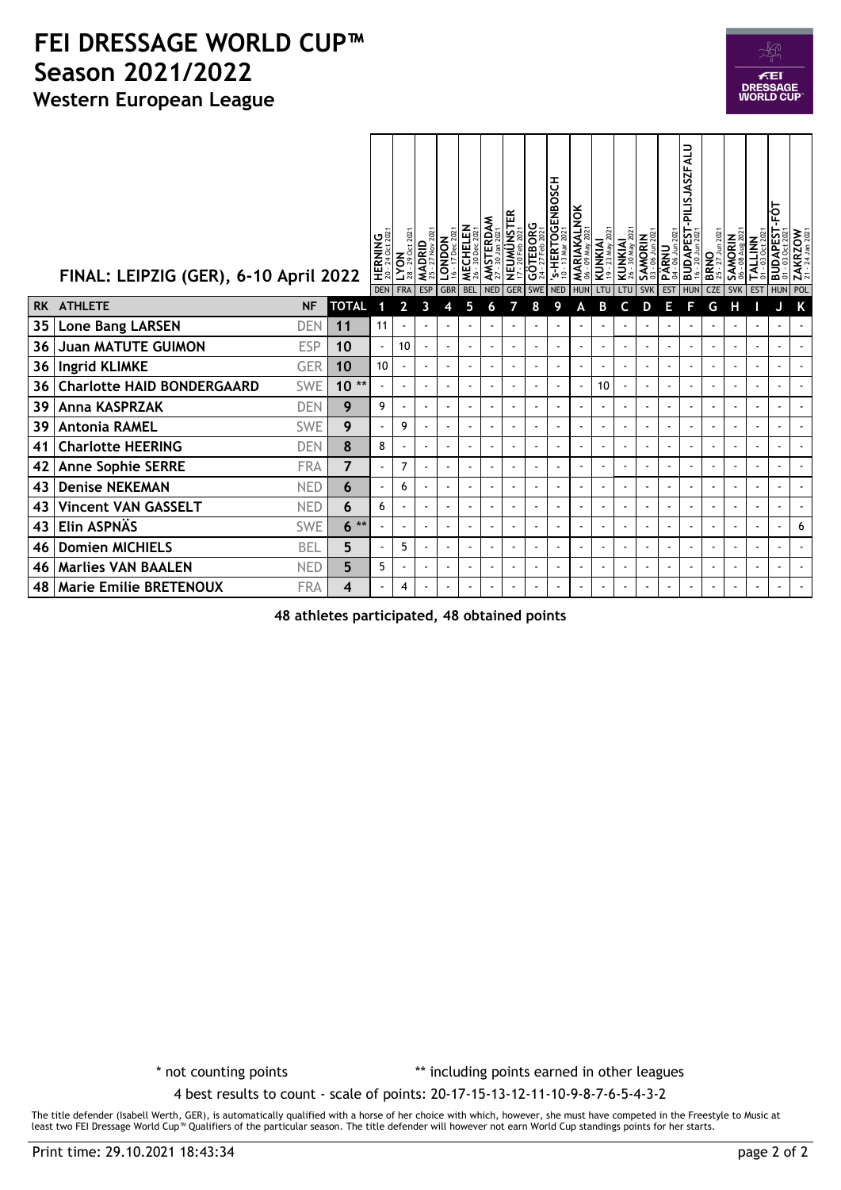# FEI DRESSAGE WORLD CUP™
# Season 2021/2022
## Western European League

**FINAL: LEIPZIG (GER), 6-10 April 2022**

| RK | ATHLETE | NF | TOTAL | 1 HERNING 20 - 24 Oct 2021 DEN | 2 LYON 28 - 29 Oct 2021 FRA | 3 MADRID 25 - 27 Nov 2021 ESP | 4 LONDON 16 - 17 Dec 2021 GBR | 5 MECHELEN 26 - 30 Dec 2021 BEL | 6 AMSTERDAM 27 - 30 Jan 2021 NED | 7 NEUMÜNSTER 17 - 20 Feb 2021 GER | 8 GÖTEBORG 24 - 27 Feb 2021 SWE | 9 's-HERTOGENBOSCH 10 - 13 Mar 2021 NED | A MARIAKALNOK 06 - 09 May 2021 HUN | B KUNKIAI 19 - 23 May 2021 LTU | C KUNKIAI 26 - 30 May 2021 LTU | D SAMORIN 03 - 06 Jun 2021 SVK | E PÄRNU 04 - 06 Jun 2021 EST | F BUDAPEST-PILISJASZFALU 16 - 20 Jun 2021 HUN | G BRNO 25 - 27 Jun 2021 CZE | H SAMORIN 06 - 08 Aug 2021 SVK | I TALLINN 01 - 03 Oct 2021 EST | J BUDAPEST-FÓT 01 - 03 Oct 2021 HUN | K ZAKRZOW 21 - 24 Jan 2021 POL |
|---|---|---|---|---|---|---|---|---|---|---|---|---|---|---|---|---|---|---|---|---|---|---|---|
| 35 | Lone Bang LARSEN | DEN | 11 | 11 | - | - | - | - | - | - | - | - | - | - | - | - | - | - | - | - | - | - | - |
| 36 | Juan MATUTE GUIMON | ESP | 10 | - | 10 | - | - | - | - | - | - | - | - | - | - | - | - | - | - | - | - | - | - |
| 36 | Ingrid KLIMKE | GER | 10 | 10 | - | - | - | - | - | - | - | - | - | - | - | - | - | - | - | - | - | - | - |
| 36 | Charlotte HAID BONDERGAARD | SWE | 10 ** | - | - | - | - | - | - | - | - | - | - | 10 | - | - | - | - | - | - | - | - | - |
| 39 | Anna KASPRZAK | DEN | 9 | 9 | - | - | - | - | - | - | - | - | - | - | - | - | - | - | - | - | - | - | - |
| 39 | Antonia RAMEL | SWE | 9 | - | 9 | - | - | - | - | - | - | - | - | - | - | - | - | - | - | - | - | - | - |
| 41 | Charlotte HEERING | DEN | 8 | 8 | - | - | - | - | - | - | - | - | - | - | - | - | - | - | - | - | - | - | - |
| 42 | Anne Sophie SERRE | FRA | 7 | - | 7 | - | - | - | - | - | - | - | - | - | - | - | - | - | - | - | - | - | - |
| 43 | Denise NEKEMAN | NED | 6 | - | 6 | - | - | - | - | - | - | - | - | - | - | - | - | - | - | - | - | - | - |
| 43 | Vincent VAN GASSELT | NED | 6 | 6 | - | - | - | - | - | - | - | - | - | - | - | - | - | - | - | - | - | - | - |
| 43 | Elin ASPNÄS | SWE | 6 ** | - | - | - | - | - | - | - | - | - | - | - | - | - | - | - | - | - | - | - | 6 |
| 46 | Domien MICHIELS | BEL | 5 | - | 5 | - | - | - | - | - | - | - | - | - | - | - | - | - | - | - | - | - | - |
| 46 | Marlies VAN BAALEN | NED | 5 | 5 | - | - | - | - | - | - | - | - | - | - | - | - | - | - | - | - | - | - | - |
| 48 | Marie Emilie BRETENOUX | FRA | 4 | - | 4 | - | - | - | - | - | - | - | - | - | - | - | - | - | - | - | - | - | - |

**48 athletes participated, 48 obtained points**

\* not counting points ** including points earned in other leagues

4 best results to count - scale of points: 20-17-15-13-12-11-10-9-8-7-6-5-4-3-2

The title defender (Isabell Werth, GER), is automatically qualified with a horse of her choice with which, however, she must have competed in the Freestyle to Music at least two FEI Dressage World Cup™ Qualifiers of the particular season. The title defender will however not earn World Cup standings points for her starts.

Print time: 29.10.2021 18:43:34